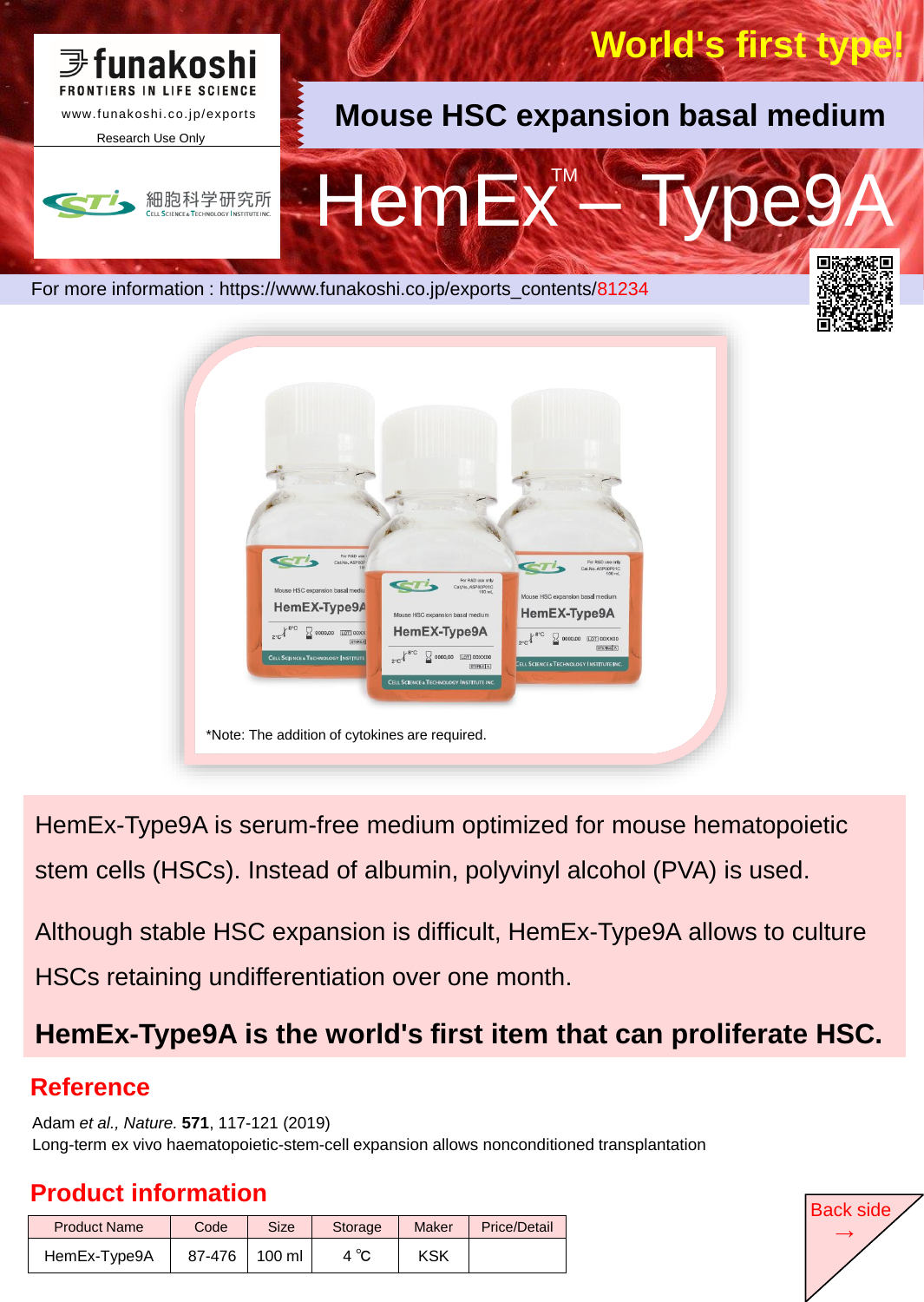funakoshi

FRONTIERS IN LIFE SCIENCE

www.funakoshi.co.jp/exports

Research Use Only

細胞科学研究所

CELL SCIENCE & TECHNOLOGY INSTITUTE INC.

World's first type!

## Mouse HSC expansion basal medium

# HemEx™ – Type9A

For more information : https://www.funakoshi.co.jp/exports_contents/81234

*Note: The addition of cytokines are required.

HemEx-Type9A is serum-free medium optimized for mouse hematopoietic stem cells (HSCs). Instead of albumin, polyvinyl alcohol (PVA) is used.

Although stable HSC expansion is difficult, HemEx-Type9A allows to culture HSCs retaining undifferentiation over one month.

**HemEx-Type9A is the world's first item that can proliferate HSC.**

## Reference

Adam *et al., Nature.* **571**, 117-121 (2019)
Long-term ex vivo haematopoietic-stem-cell expansion allows nonconditioned transplantation

## Product information

| Product Name | Code | Size | Storage | Maker | Price/Detail |
|---|---|---|---|---|---|
| HemEx-Type9A | 87-476 | 100 ml | 4 ℃ | KSK | |

Back side →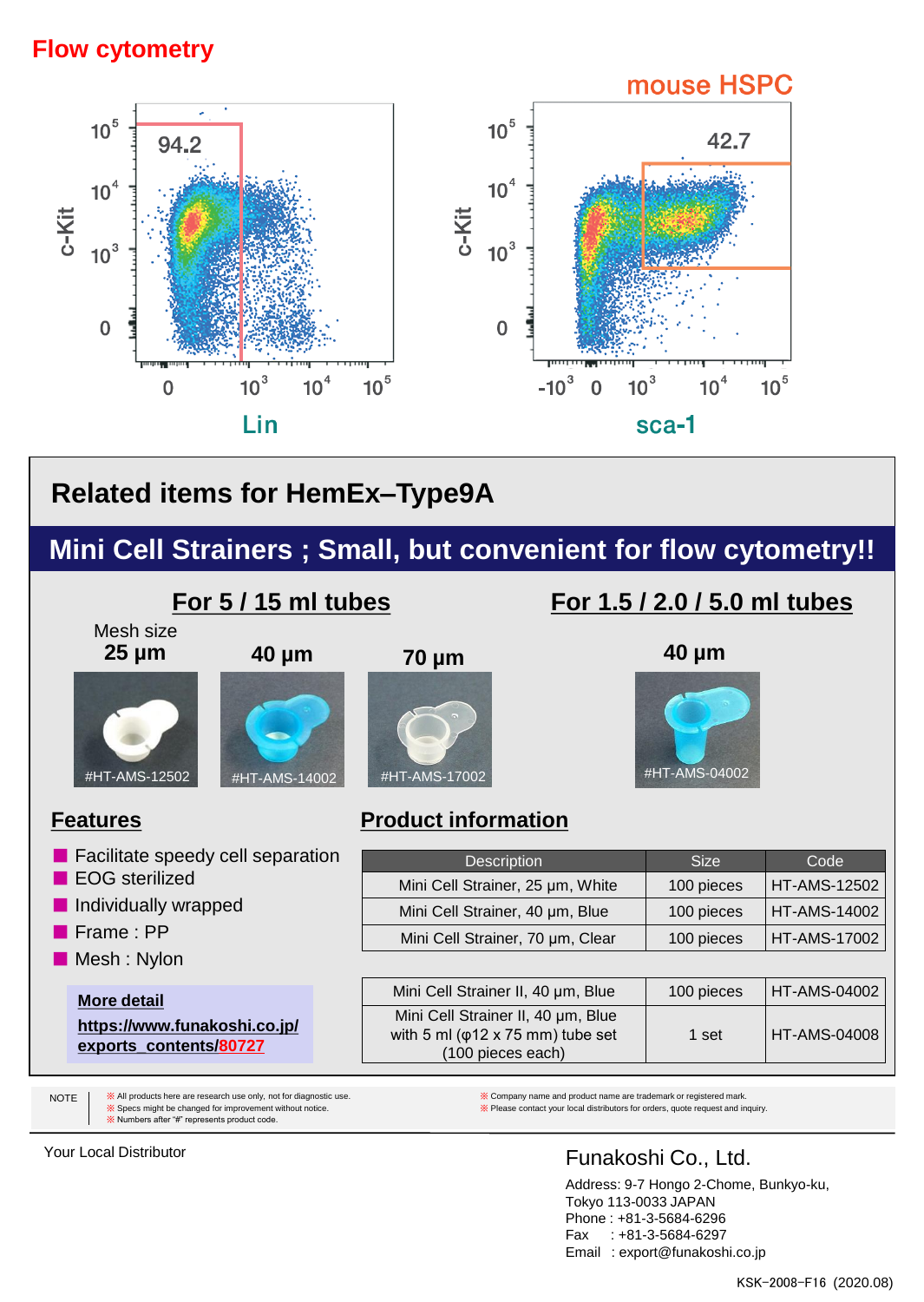## Flow cytometry

mouse HSPC

c-Kit

$10^5$

$10^4$

$10^3$

0

94.2

0

$10^3$

$10^4$

$10^5$

Lin

c-Kit

$10^5$

$10^4$

$10^3$

0

42.7

$-10^3$

0

$10^3$

$10^4$

$10^5$

sca-1

## Related items for HemEx–Type9A

## Mini Cell Strainers ; Small, but convenient for flow cytometry!!

**For 5 / 15 ml tubes**

Mesh size

**25 µm** — #HT-AMS-12502

**40 µm** — #HT-AMS-14002

**70 µm** — #HT-AMS-17002

**For 1.5 / 2.0 / 5.0 ml tubes**

**40 µm** — #HT-AMS-04002

### Features

- Facilitate speedy cell separation
- EOG sterilized
- Individually wrapped
- Frame : PP
- Mesh : Nylon

**More detail**
**https://www.funakoshi.co.jp/exports_contents/80727**

### Product information

| Description | Size | Code |
|---|---|---|
| Mini Cell Strainer, 25 µm, White | 100 pieces | HT-AMS-12502 |
| Mini Cell Strainer, 40 µm, Blue | 100 pieces | HT-AMS-14002 |
| Mini Cell Strainer, 70 µm, Clear | 100 pieces | HT-AMS-17002 |

| | | |
|---|---|---|
| Mini Cell Strainer II, 40 µm, Blue | 100 pieces | HT-AMS-04002 |
| Mini Cell Strainer II, 40 µm, Blue with 5 ml (φ12 x 75 mm) tube set (100 pieces each) | 1 set | HT-AMS-04008 |

NOTE
※ All products here are research use only, not for diagnostic use.
※ Specs might be changed for improvement without notice.
※ Numbers after "#" represents product code.
※ Company name and product name are trademark or registered mark.
※ Please contact your local distributors for orders, quote request and inquiry.

Your Local Distributor

Funakoshi Co., Ltd.

Address: 9-7 Hongo 2-Chome, Bunkyo-ku,
Tokyo 113-0033 JAPAN
Phone : +81-3-5684-6296
Fax : +81-3-5684-6297
Email : export@funakoshi.co.jp

KSK−2008−F16 (2020.08)